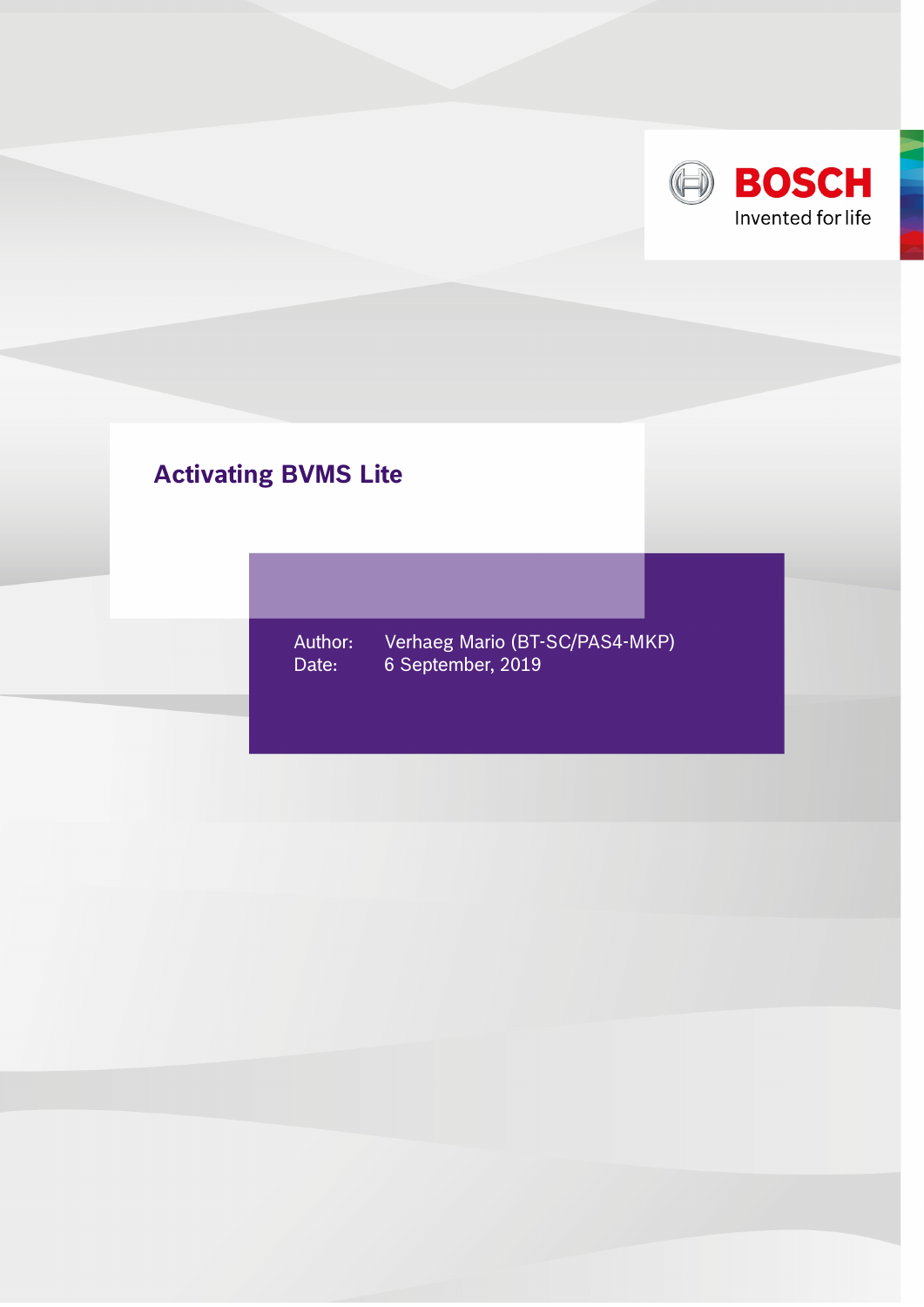BOSCH

Invented for life

# Activating BVMS Lite

Author: Verhaeg Mario (BT-SC/PAS4-MKP)

Date: 6 September, 2019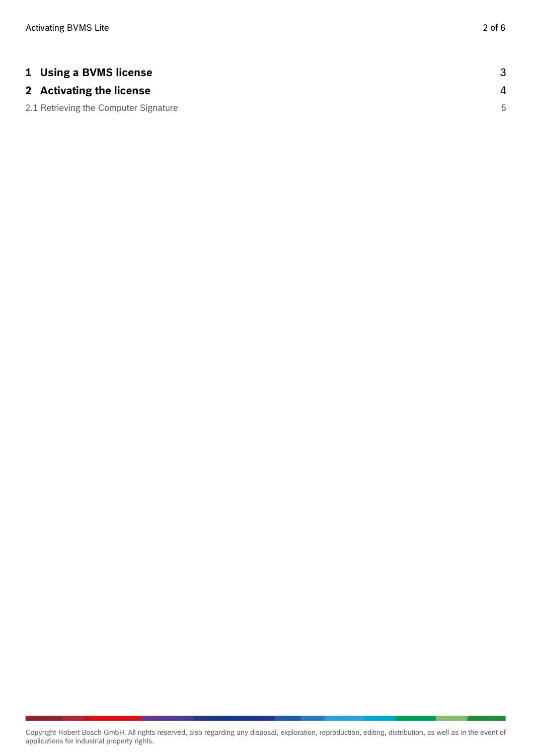| | |
|---|---|
| **1 Using a BVMS license** | 3 |
| **2 Activating the license** | 4 |
| 2.1 Retrieving the Computer Signature | 5 |

Copyright Robert Bosch GmbH. All rights reserved, also regarding any disposal, exploration, reproduction, editing, distribution, as well as in the event of applications for industrial property rights.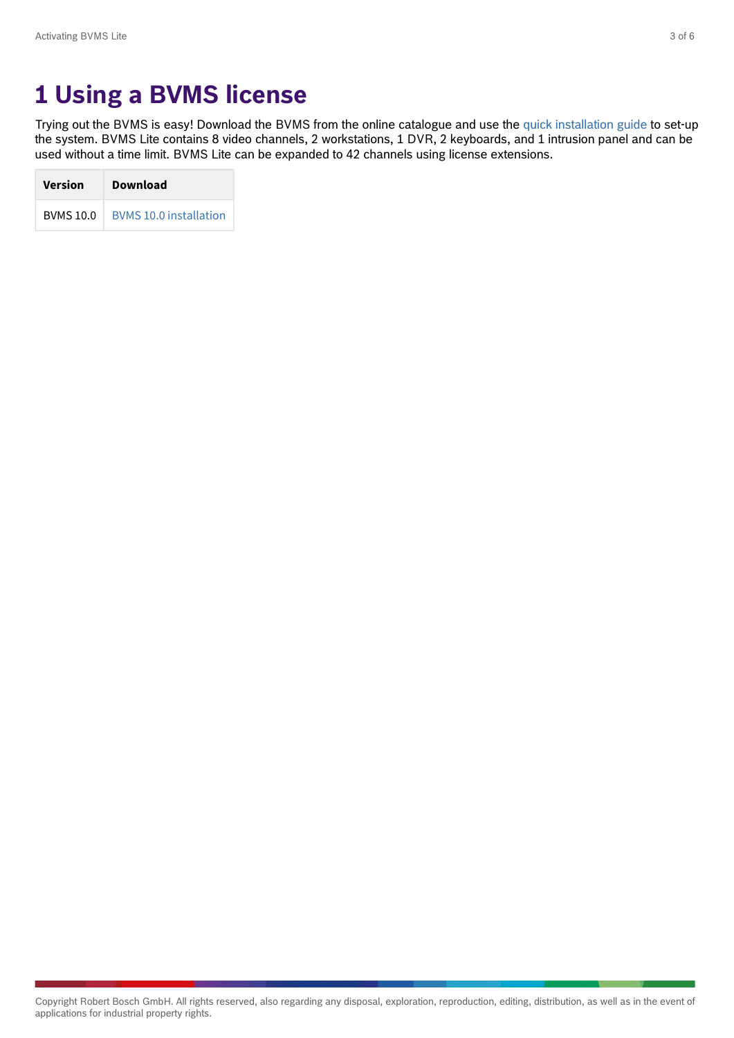# 1 Using a BVMS license

Trying out the BVMS is easy! Download the BVMS from the online catalogue and use the quick installation guide to set-up the system. BVMS Lite contains 8 video channels, 2 workstations, 1 DVR, 2 keyboards, and 1 intrusion panel and can be used without a time limit. BVMS Lite can be expanded to 42 channels using license extensions.

| Version | Download |
|---|---|
| BVMS 10.0 | BVMS 10.0 installation |

Copyright Robert Bosch GmbH. All rights reserved, also regarding any disposal, exploration, reproduction, editing, distribution, as well as in the event of applications for industrial property rights.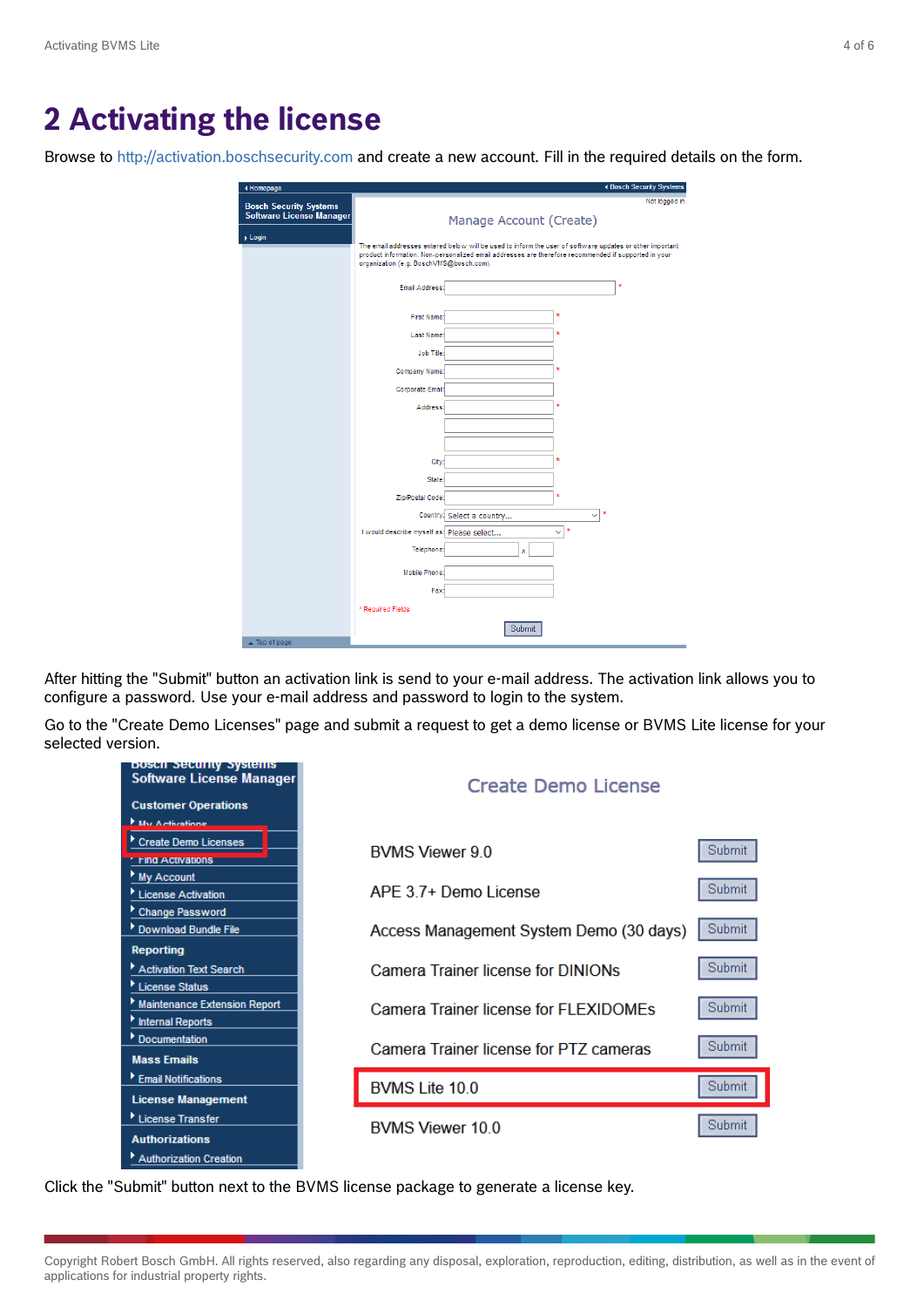# 2 Activating the license

Browse to http://activation.boschsecurity.com and create a new account. Fill in the required details on the form.

After hitting the "Submit" button an activation link is send to your e-mail address. The activation link allows you to configure a password. Use your e-mail address and password to login to the system.

Go to the "Create Demo Licenses" page and submit a request to get a demo license or BVMS Lite license for your selected version.

Click the "Submit" button next to the BVMS license package to generate a license key.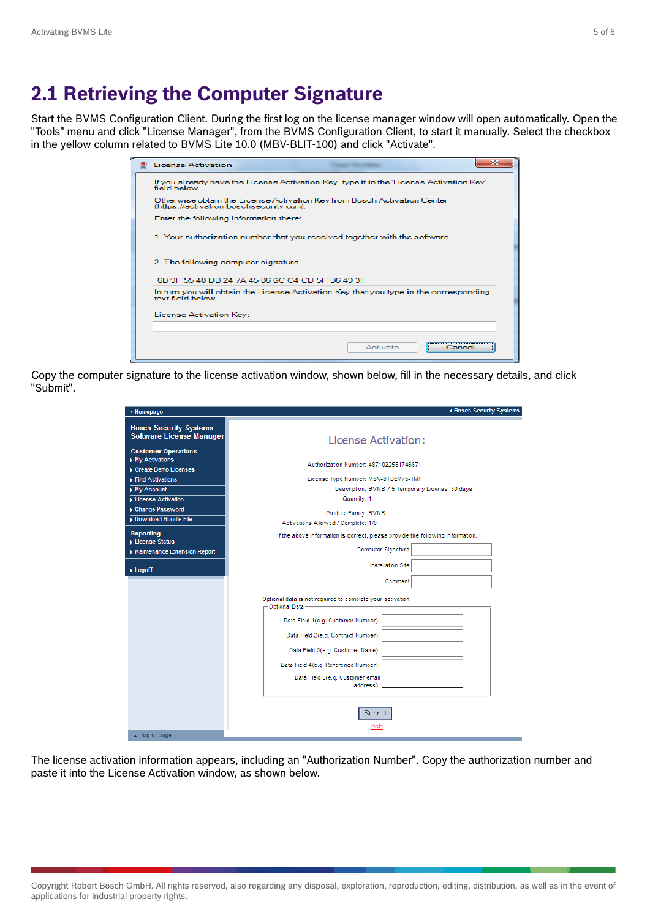## 2.1 Retrieving the Computer Signature

Start the BVMS Configuration Client. During the first log on the license manager window will open automatically. Open the "Tools" menu and click "License Manager", from the BVMS Configuration Client, to start it manually. Select the checkbox in the yellow column related to BVMS Lite 10.0 (MBV-BLIT-100) and click "Activate".

Copy the computer signature to the license activation window, shown below, fill in the necessary details, and click "Submit".

The license activation information appears, including an "Authorization Number". Copy the authorization number and paste it into the License Activation window, as shown below.

Copyright Robert Bosch GmbH. All rights reserved, also regarding any disposal, exploration, reproduction, editing, distribution, as well as in the event of applications for industrial property rights.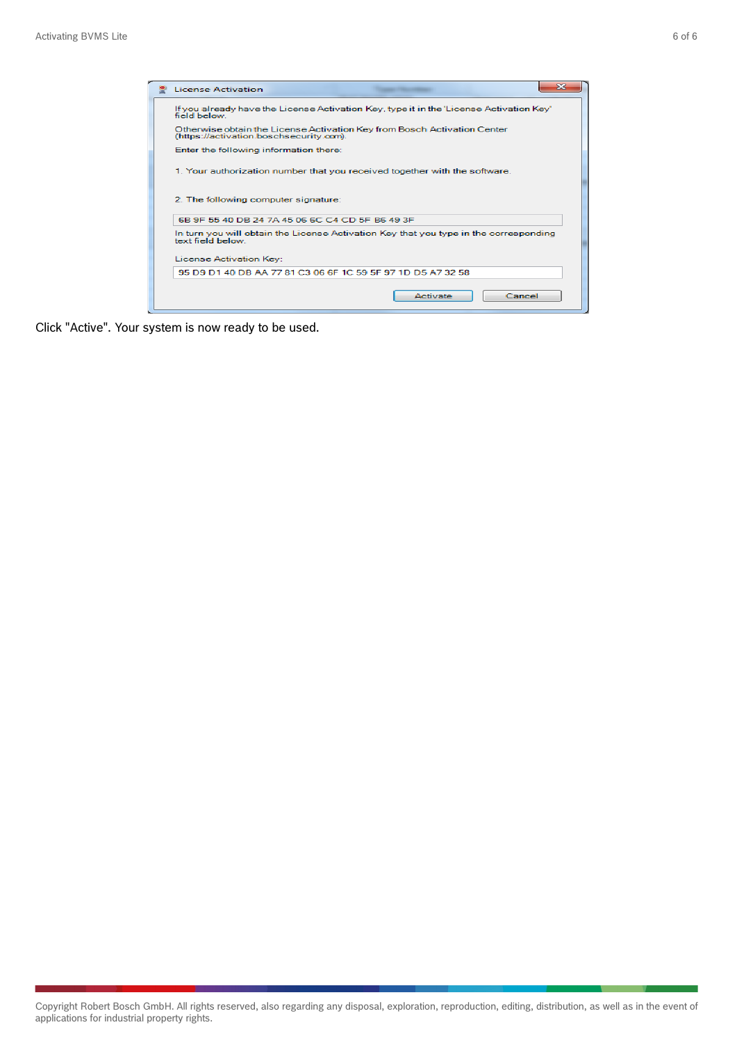License Activation

If you already have the License Activation Key, type it in the 'License Activation Key' field below.

Otherwise obtain the License Activation Key from Bosch Activation Center (https://activation.boschsecurity.com).

Enter the following information there:

1. Your authorization number that you received together with the software.

2. The following computer signature:

6B 9F 55 40 DB 24 7A 45 06 6C C4 CD 5F B6 49 3F

In turn you will obtain the License Activation Key that you type in the corresponding text field below.

License Activation Key:

95 D9 D1 40 DB AA 77 81 C3 06 6F 1C 59 5F 97 1D D5 A7 32 58

Activate | Cancel

Click "Active". Your system is now ready to be used.